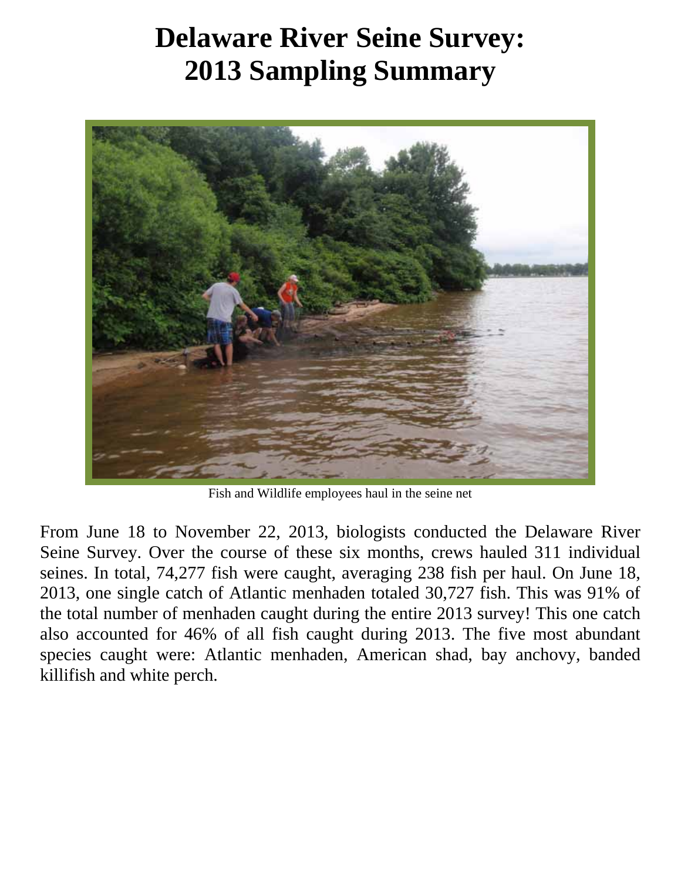# Delaware River Seine Survey: 2013 Sampling Summary

Fish and Wildlife employees haul in the seine net

From June 18 to November 22, 2013, biologists conducted the Delaware River Seine Survey. Over the course of these six months, crews hauled 311 individual seines. In total, 74,277 fish were caught, averaging 238 fish per haul. On June 18, 2013, one single catch of Atlantic menhaden totaled 30,727 fish. This was 91% of the total number of menhaden caught during the entire 2013 survey! This one catch also accounted for 46% of all fish caught during 2013. The five most abundant species caught were: Atlantic menhaden, American shad, bay anchovy, banded killifish and white perch.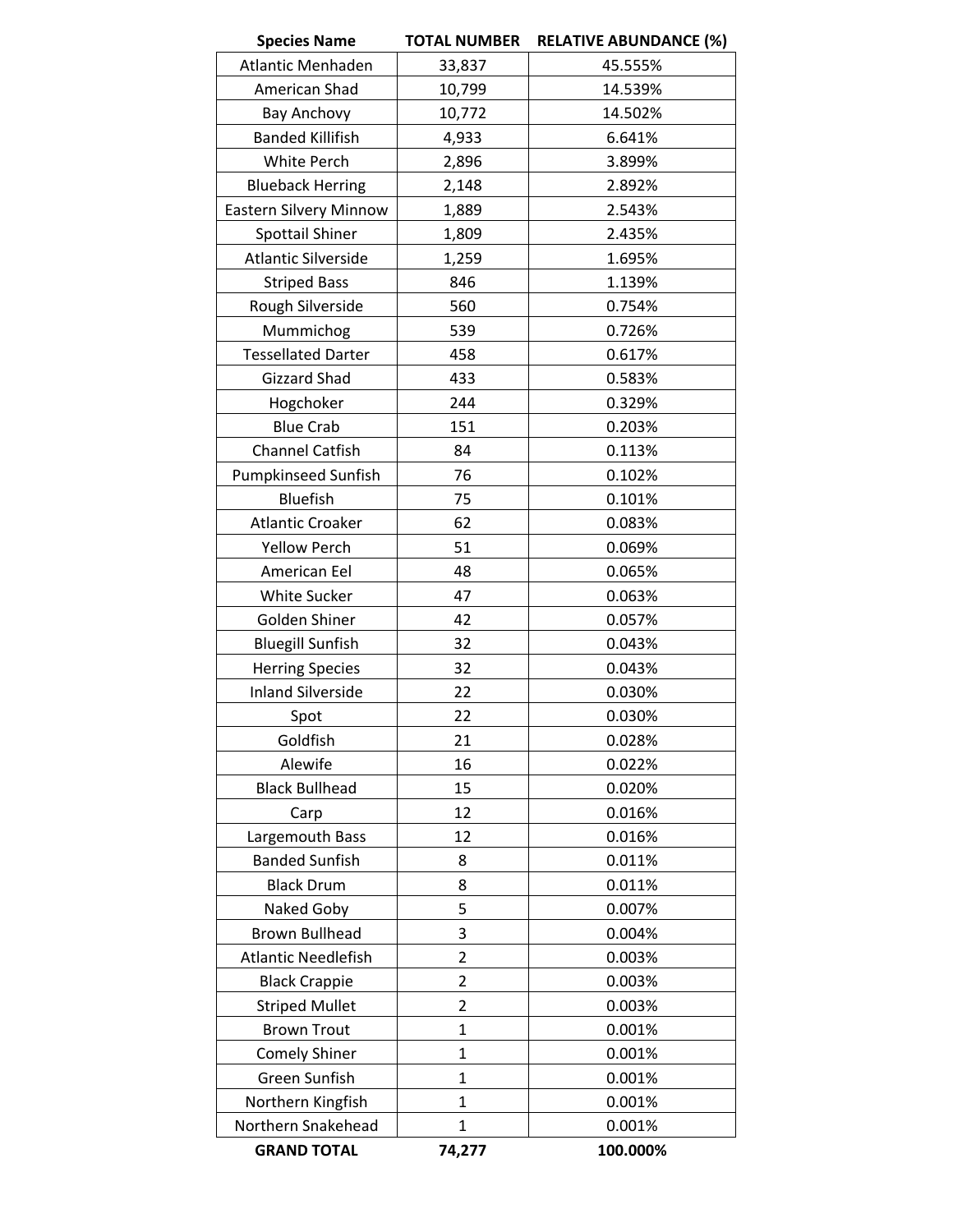| Species Name | TOTAL NUMBER | RELATIVE ABUNDANCE (%) |
|---|---|---|
| Atlantic Menhaden | 33,837 | 45.555% |
| American Shad | 10,799 | 14.539% |
| Bay Anchovy | 10,772 | 14.502% |
| Banded Killifish | 4,933 | 6.641% |
| White Perch | 2,896 | 3.899% |
| Blueback Herring | 2,148 | 2.892% |
| Eastern Silvery Minnow | 1,889 | 2.543% |
| Spottail Shiner | 1,809 | 2.435% |
| Atlantic Silverside | 1,259 | 1.695% |
| Striped Bass | 846 | 1.139% |
| Rough Silverside | 560 | 0.754% |
| Mummichog | 539 | 0.726% |
| Tessellated Darter | 458 | 0.617% |
| Gizzard Shad | 433 | 0.583% |
| Hogchoker | 244 | 0.329% |
| Blue Crab | 151 | 0.203% |
| Channel Catfish | 84 | 0.113% |
| Pumpkinseed Sunfish | 76 | 0.102% |
| Bluefish | 75 | 0.101% |
| Atlantic Croaker | 62 | 0.083% |
| Yellow Perch | 51 | 0.069% |
| American Eel | 48 | 0.065% |
| White Sucker | 47 | 0.063% |
| Golden Shiner | 42 | 0.057% |
| Bluegill Sunfish | 32 | 0.043% |
| Herring Species | 32 | 0.043% |
| Inland Silverside | 22 | 0.030% |
| Spot | 22 | 0.030% |
| Goldfish | 21 | 0.028% |
| Alewife | 16 | 0.022% |
| Black Bullhead | 15 | 0.020% |
| Carp | 12 | 0.016% |
| Largemouth Bass | 12 | 0.016% |
| Banded Sunfish | 8 | 0.011% |
| Black Drum | 8 | 0.011% |
| Naked Goby | 5 | 0.007% |
| Brown Bullhead | 3 | 0.004% |
| Atlantic Needlefish | 2 | 0.003% |
| Black Crappie | 2 | 0.003% |
| Striped Mullet | 2 | 0.003% |
| Brown Trout | 1 | 0.001% |
| Comely Shiner | 1 | 0.001% |
| Green Sunfish | 1 | 0.001% |
| Northern Kingfish | 1 | 0.001% |
| Northern Snakehead | 1 | 0.001% |
| **GRAND TOTAL** | **74,277** | **100.000%** |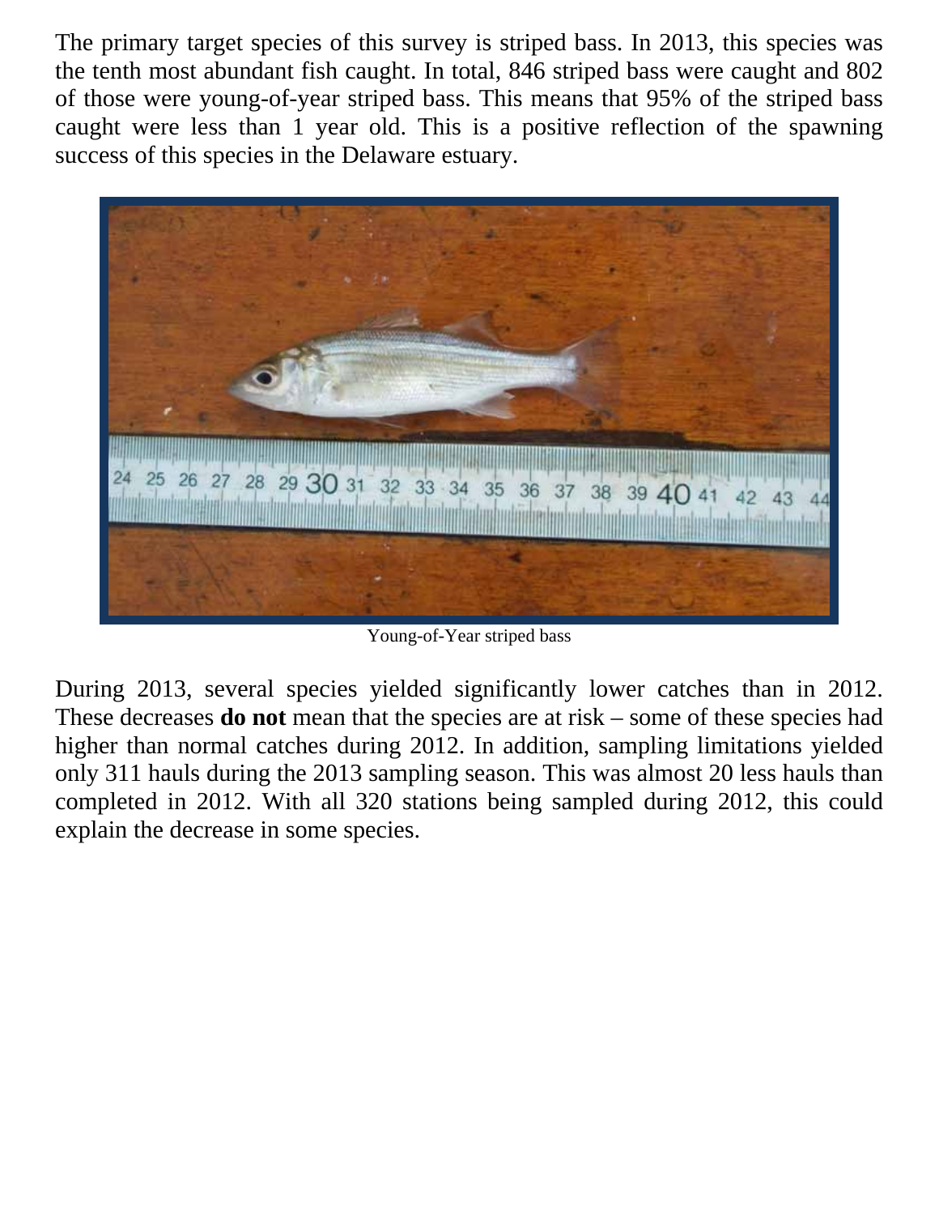The primary target species of this survey is striped bass. In 2013, this species was the tenth most abundant fish caught. In total, 846 striped bass were caught and 802 of those were young-of-year striped bass. This means that 95% of the striped bass caught were less than 1 year old. This is a positive reflection of the spawning success of this species in the Delaware estuary.

Young-of-Year striped bass

During 2013, several species yielded significantly lower catches than in 2012. These decreases **do not** mean that the species are at risk – some of these species had higher than normal catches during 2012. In addition, sampling limitations yielded only 311 hauls during the 2013 sampling season. This was almost 20 less hauls than completed in 2012. With all 320 stations being sampled during 2012, this could explain the decrease in some species.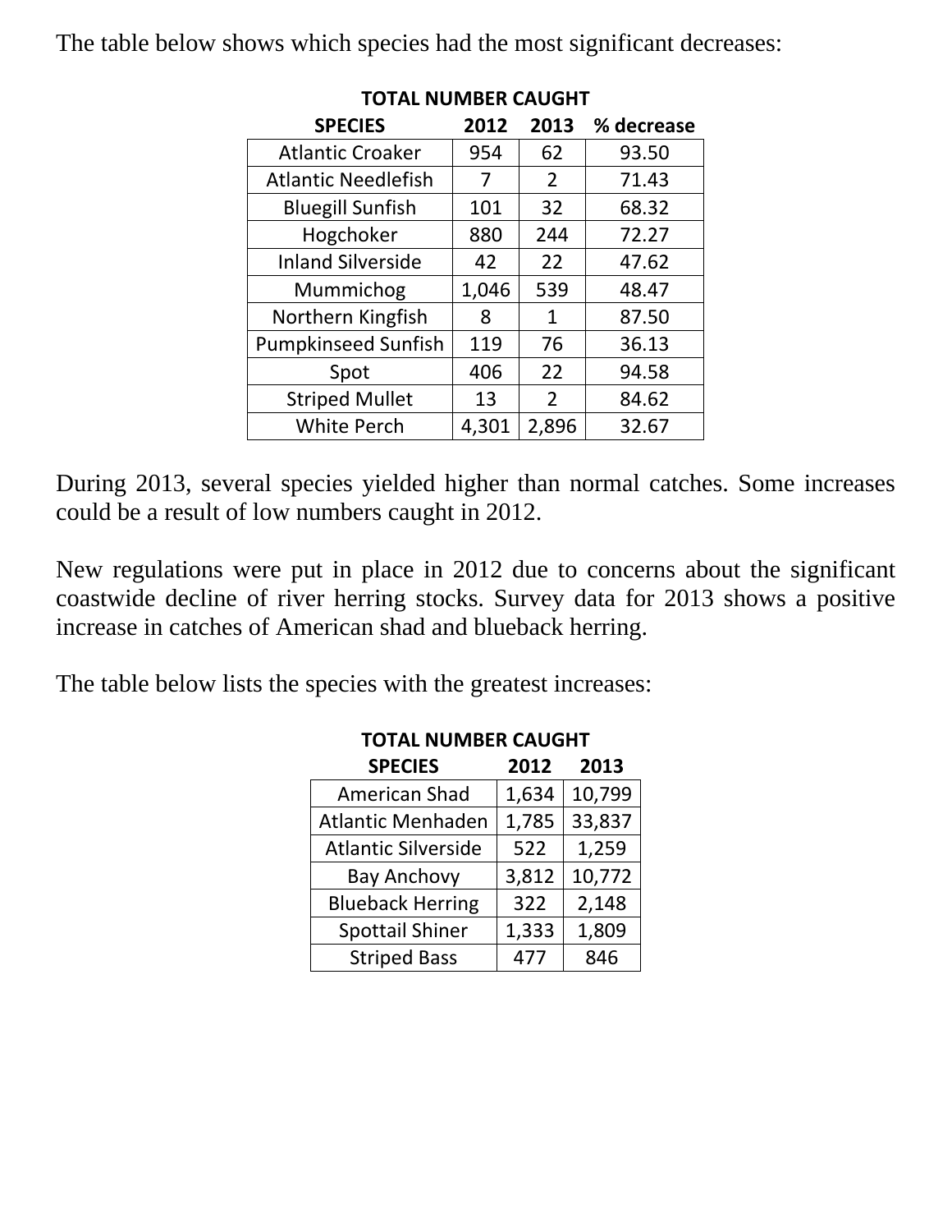The table below shows which species had the most significant decreases:

| TOTAL NUMBER CAUGHT | | | |
|---|---|---|---|
| SPECIES | 2012 | 2013 | % decrease |
| Atlantic Croaker | 954 | 62 | 93.50 |
| Atlantic Needlefish | 7 | 2 | 71.43 |
| Bluegill Sunfish | 101 | 32 | 68.32 |
| Hogchoker | 880 | 244 | 72.27 |
| Inland Silverside | 42 | 22 | 47.62 |
| Mummichog | 1,046 | 539 | 48.47 |
| Northern Kingfish | 8 | 1 | 87.50 |
| Pumpkinseed Sunfish | 119 | 76 | 36.13 |
| Spot | 406 | 22 | 94.58 |
| Striped Mullet | 13 | 2 | 84.62 |
| White Perch | 4,301 | 2,896 | 32.67 |

During 2013, several species yielded higher than normal catches. Some increases could be a result of low numbers caught in 2012.

New regulations were put in place in 2012 due to concerns about the significant coastwide decline of river herring stocks. Survey data for 2013 shows a positive increase in catches of American shad and blueback herring.

The table below lists the species with the greatest increases:

| TOTAL NUMBER CAUGHT | | |
|---|---|---|
| SPECIES | 2012 | 2013 |
| American Shad | 1,634 | 10,799 |
| Atlantic Menhaden | 1,785 | 33,837 |
| Atlantic Silverside | 522 | 1,259 |
| Bay Anchovy | 3,812 | 10,772 |
| Blueback Herring | 322 | 2,148 |
| Spottail Shiner | 1,333 | 1,809 |
| Striped Bass | 477 | 846 |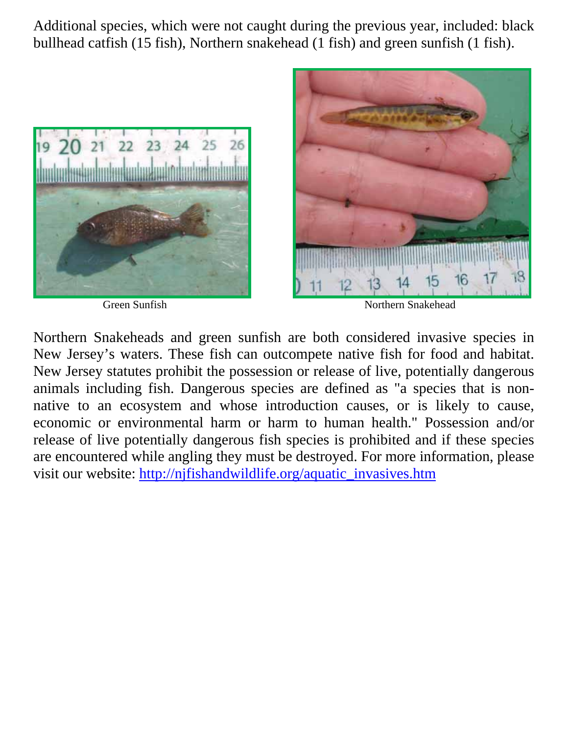Additional species, which were not caught during the previous year, included: black bullhead catfish (15 fish), Northern snakehead (1 fish) and green sunfish (1 fish).

Green Sunfish

Northern Snakehead

Northern Snakeheads and green sunfish are both considered invasive species in New Jersey's waters. These fish can outcompete native fish for food and habitat. New Jersey statutes prohibit the possession or release of live, potentially dangerous animals including fish. Dangerous species are defined as "a species that is non-native to an ecosystem and whose introduction causes, or is likely to cause, economic or environmental harm or harm to human health." Possession and/or release of live potentially dangerous fish species is prohibited and if these species are encountered while angling they must be destroyed. For more information, please visit our website: http://njfishandwildlife.org/aquatic_invasives.htm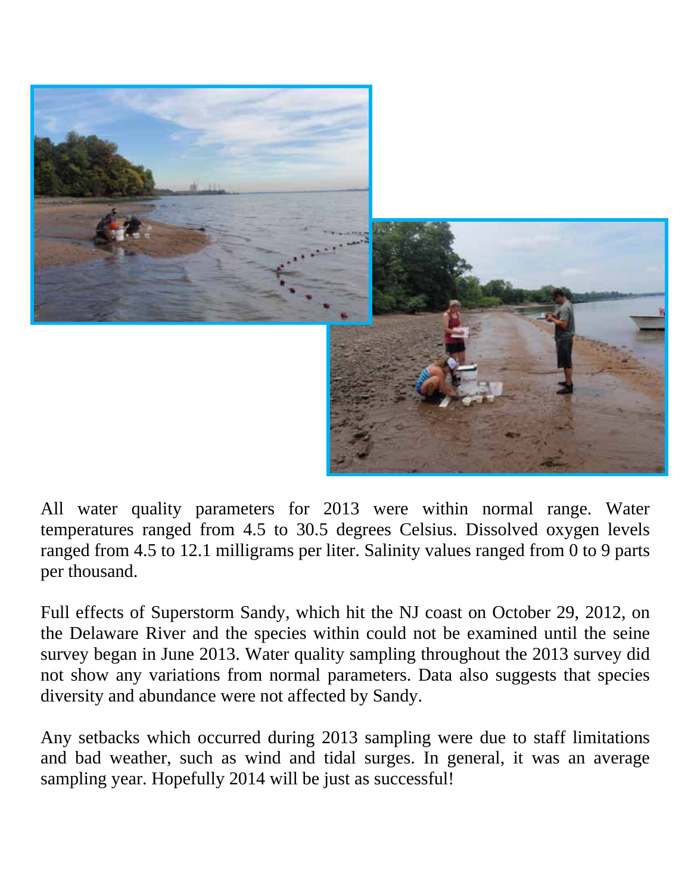All water quality parameters for 2013 were within normal range. Water temperatures ranged from 4.5 to 30.5 degrees Celsius. Dissolved oxygen levels ranged from 4.5 to 12.1 milligrams per liter. Salinity values ranged from 0 to 9 parts per thousand.

Full effects of Superstorm Sandy, which hit the NJ coast on October 29, 2012, on the Delaware River and the species within could not be examined until the seine survey began in June 2013. Water quality sampling throughout the 2013 survey did not show any variations from normal parameters. Data also suggests that species diversity and abundance were not affected by Sandy.

Any setbacks which occurred during 2013 sampling were due to staff limitations and bad weather, such as wind and tidal surges. In general, it was an average sampling year. Hopefully 2014 will be just as successful!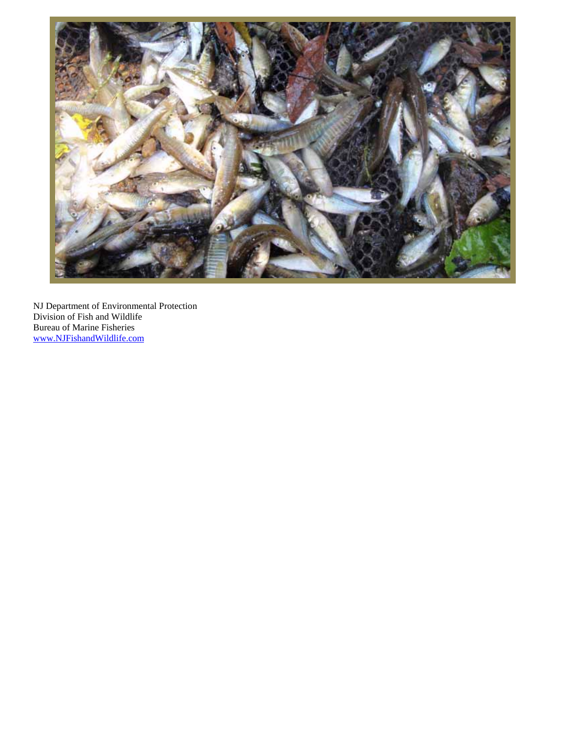NJ Department of Environmental Protection
Division of Fish and Wildlife
Bureau of Marine Fisheries
www.NJFishandWildlife.com